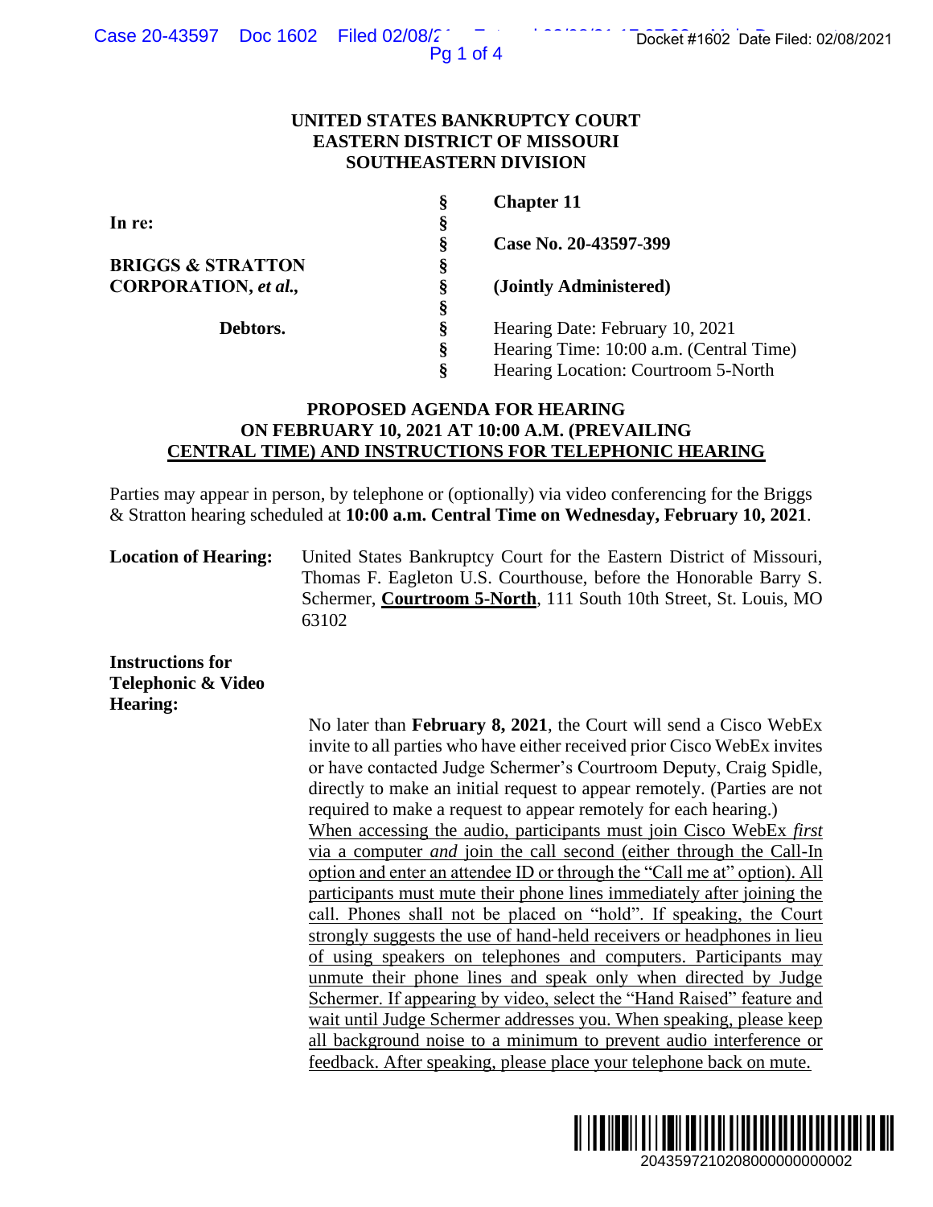**UNITED STATES BANKRUPTCY COURT**
**EASTERN DISTRICT OF MISSOURI**
**SOUTHEASTERN DIVISION**

| | | |
|---|---|---|
| **In re:** | § | **Chapter 11** |
| | § | |
| **BRIGGS & STRATTON CORPORATION,** ***et al.*****,** | § | **Case No. 20-43597-399** |
| | § | **(Jointly Administered)** |
| **Debtors.** | § | Hearing Date: February 10, 2021 |
| | § | Hearing Time: 10:00 a.m. (Central Time) |
| | § | Hearing Location: Courtroom 5-North |

**PROPOSED AGENDA FOR HEARING ON FEBRUARY 10, 2021 AT 10:00 A.M. (PREVAILING CENTRAL TIME) AND INSTRUCTIONS FOR TELEPHONIC HEARING**

Parties may appear in person, by telephone or (optionally) via video conferencing for the Briggs & Stratton hearing scheduled at **10:00 a.m. Central Time on Wednesday, February 10, 2021**.

**Location of Hearing:** United States Bankruptcy Court for the Eastern District of Missouri, Thomas F. Eagleton U.S. Courthouse, before the Honorable Barry S. Schermer, **Courtroom 5-North**, 111 South 10th Street, St. Louis, MO 63102

**Instructions for Telephonic & Video Hearing:**

No later than **February 8, 2021**, the Court will send a Cisco WebEx invite to all parties who have either received prior Cisco WebEx invites or have contacted Judge Schermer's Courtroom Deputy, Craig Spidle, directly to make an initial request to appear remotely. (Parties are not required to make a request to appear remotely for each hearing.)

When accessing the audio, participants must join Cisco WebEx *first* via a computer *and* join the call second (either through the Call-In option and enter an attendee ID or through the "Call me at" option). All participants must mute their phone lines immediately after joining the call. Phones shall not be placed on "hold". If speaking, the Court strongly suggests the use of hand-held receivers or headphones in lieu of using speakers on telephones and computers. Participants may unmute their phone lines and speak only when directed by Judge Schermer. If appearing by video, select the "Hand Raised" feature and wait until Judge Schermer addresses you. When speaking, please keep all background noise to a minimum to prevent audio interference or feedback. After speaking, please place your telephone back on mute.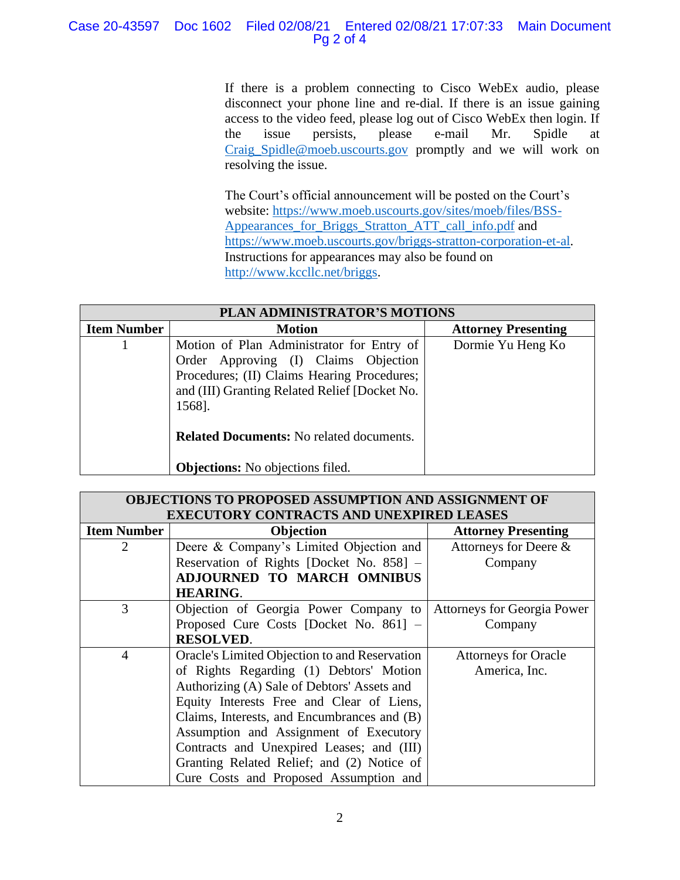If there is a problem connecting to Cisco WebEx audio, please disconnect your phone line and re-dial. If there is an issue gaining access to the video feed, please log out of Cisco WebEx then login. If the issue persists, please e-mail Mr. Spidle at Craig_Spidle@moeb.uscourts.gov promptly and we will work on resolving the issue.

The Court's official announcement will be posted on the Court's website: https://www.moeb.uscourts.gov/sites/moeb/files/BSS-Appearances_for_Briggs_Stratton_ATT_call_info.pdf and https://www.moeb.uscourts.gov/briggs-stratton-corporation-et-al. Instructions for appearances may also be found on http://www.kccllc.net/briggs.

| PLAN ADMINISTRATOR'S MOTIONS | | |
|---|---|---|
| **Item Number** | **Motion** | **Attorney Presenting** |
| 1 | Motion of Plan Administrator for Entry of Order Approving (I) Claims Objection Procedures; (II) Claims Hearing Procedures; and (III) Granting Related Relief [Docket No. 1568].<br><br>**Related Documents:** No related documents.<br><br>**Objections:** No objections filed. | Dormie Yu Heng Ko |

| OBJECTIONS TO PROPOSED ASSUMPTION AND ASSIGNMENT OF EXECUTORY CONTRACTS AND UNEXPIRED LEASES | | |
|---|---|---|
| **Item Number** | **Objection** | **Attorney Presenting** |
| 2 | Deere & Company's Limited Objection and Reservation of Rights [Docket No. 858] – **ADJOURNED TO MARCH OMNIBUS HEARING**. | Attorneys for Deere & Company |
| 3 | Objection of Georgia Power Company to Proposed Cure Costs [Docket No. 861] – **RESOLVED**. | Attorneys for Georgia Power Company |
| 4 | Oracle's Limited Objection to and Reservation of Rights Regarding (1) Debtors' Motion Authorizing (A) Sale of Debtors' Assets and Equity Interests Free and Clear of Liens, Claims, Interests, and Encumbrances and (B) Assumption and Assignment of Executory Contracts and Unexpired Leases; and (III) Granting Related Relief; and (2) Notice of Cure Costs and Proposed Assumption and | Attorneys for Oracle America, Inc. |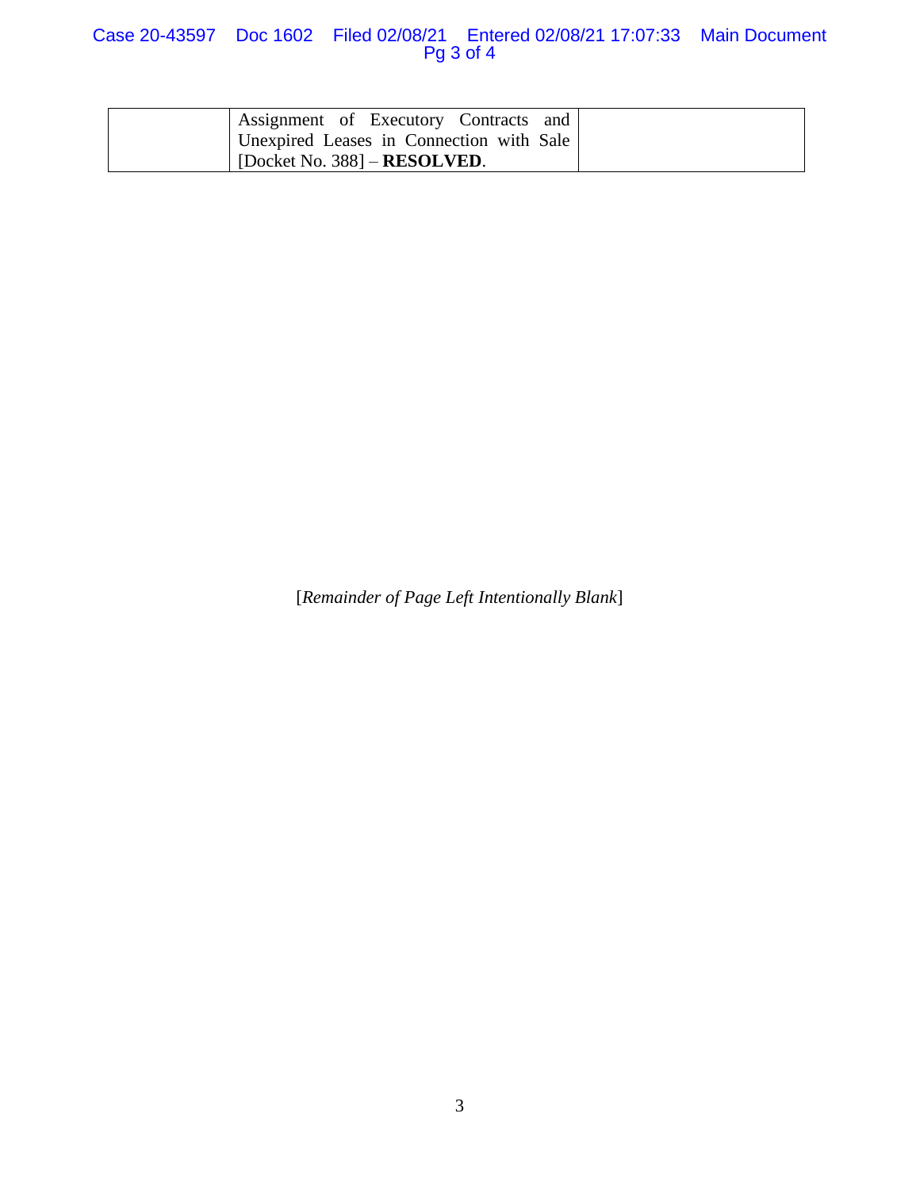| | | |
|---|---|---|
| | Assignment of Executory Contracts and Unexpired Leases in Connection with Sale [Docket No. 388] – **RESOLVED**. | |

[*Remainder of Page Left Intentionally Blank*]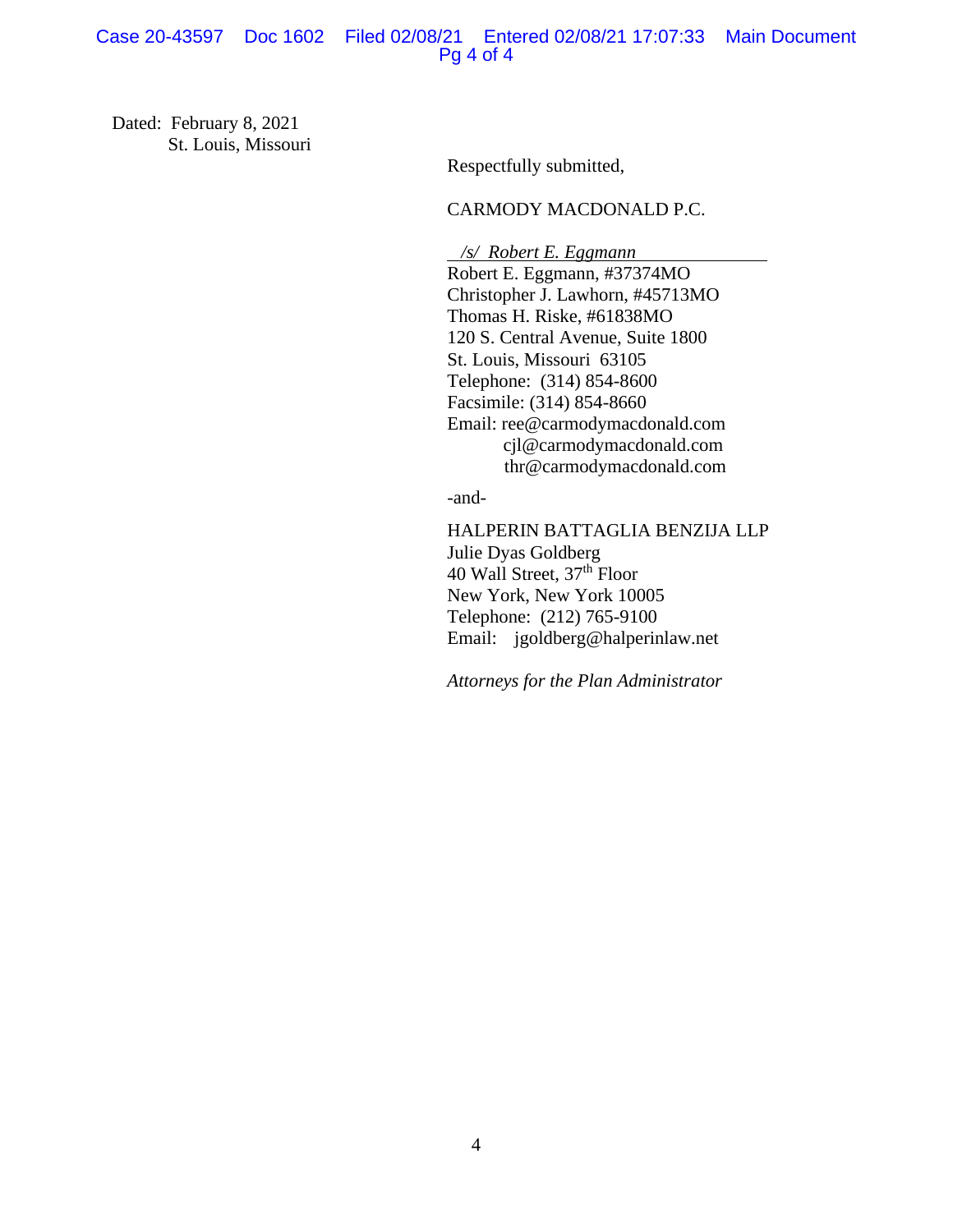Dated: February 8, 2021
St. Louis, Missouri

Respectfully submitted,

CARMODY MACDONALD P.C.

*/s/ Robert E. Eggmann*

Robert E. Eggmann, #37374MO
Christopher J. Lawhorn, #45713MO
Thomas H. Riske, #61838MO
120 S. Central Avenue, Suite 1800
St. Louis, Missouri 63105
Telephone: (314) 854-8600
Facsimile: (314) 854-8660
Email: ree@carmodymacdonald.com
cjl@carmodymacdonald.com
thr@carmodymacdonald.com

-and-

HALPERIN BATTAGLIA BENZIJA LLP
Julie Dyas Goldberg
40 Wall Street, 37th Floor
New York, New York 10005
Telephone: (212) 765-9100
Email: jgoldberg@halperinlaw.net

*Attorneys for the Plan Administrator*